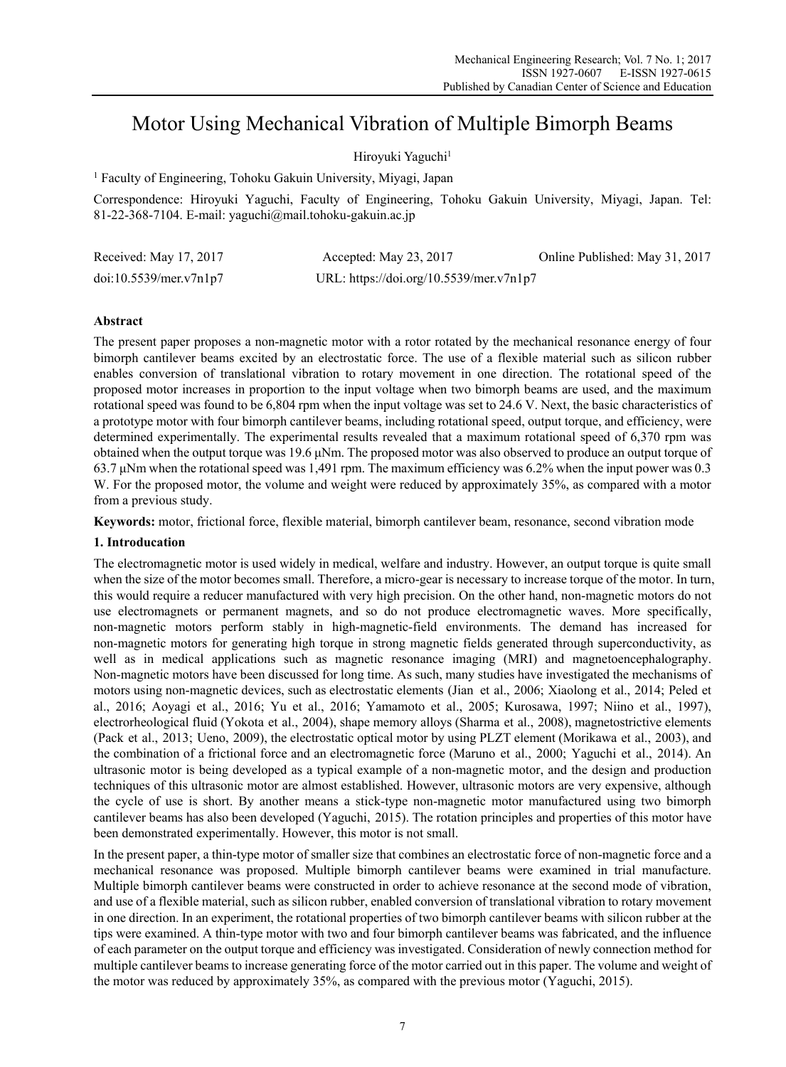# Motor Using Mechanical Vibration of Multiple Bimorph Beams

Hiroyuki Yaguchi[1]

[1] Faculty of Engineering, Tohoku Gakuin University, Miyagi, Japan

Correspondence: Hiroyuki Yaguchi, Faculty of Engineering, Tohoku Gakuin University, Miyagi, Japan. Tel: 81-22-368-7104. E-mail: yaguchi@mail.tohoku-gakuin.ac.jp

Received: May 17, 2017 Accepted: May 23, 2017 Online Published: May 31, 2017

doi:10.5539/mer.v7n1p7 URL: https://doi.org/10.5539/mer.v7n1p7

## Abstract

The present paper proposes a non-magnetic motor with a rotor rotated by the mechanical resonance energy of four bimorph cantilever beams excited by an electrostatic force. The use of a flexible material such as silicon rubber enables conversion of translational vibration to rotary movement in one direction. The rotational speed of the proposed motor increases in proportion to the input voltage when two bimorph beams are used, and the maximum rotational speed was found to be 6,804 rpm when the input voltage was set to 24.6 V. Next, the basic characteristics of a prototype motor with four bimorph cantilever beams, including rotational speed, output torque, and efficiency, were determined experimentally. The experimental results revealed that a maximum rotational speed of 6,370 rpm was obtained when the output torque was 19.6 μNm. The proposed motor was also observed to produce an output torque of 63.7 μNm when the rotational speed was 1,491 rpm. The maximum efficiency was 6.2% when the input power was 0.3 W. For the proposed motor, the volume and weight were reduced by approximately 35%, as compared with a motor from a previous study.

**Keywords:** motor, frictional force, flexible material, bimorph cantilever beam, resonance, second vibration mode

## 1. Introducation

The electromagnetic motor is used widely in medical, welfare and industry. However, an output torque is quite small when the size of the motor becomes small. Therefore, a micro-gear is necessary to increase torque of the motor. In turn, this would require a reducer manufactured with very high precision. On the other hand, non-magnetic motors do not use electromagnets or permanent magnets, and so do not produce electromagnetic waves. More specifically, non-magnetic motors perform stably in high-magnetic-field environments. The demand has increased for non-magnetic motors for generating high torque in strong magnetic fields generated through superconductivity, as well as in medical applications such as magnetic resonance imaging (MRI) and magnetoencephalography. Non-magnetic motors have been discussed for long time. As such, many studies have investigated the mechanisms of motors using non-magnetic devices, such as electrostatic elements (Jian et al., 2006; Xiaolong et al., 2014; Peled et al., 2016; Aoyagi et al., 2016; Yu et al., 2016; Yamamoto et al., 2005; Kurosawa, 1997; Niino et al., 1997), electrorheological fluid (Yokota et al., 2004), shape memory alloys (Sharma et al., 2008), magnetostrictive elements (Pack et al., 2013; Ueno, 2009), the electrostatic optical motor by using PLZT element (Morikawa et al., 2003), and the combination of a frictional force and an electromagnetic force (Maruno et al., 2000; Yaguchi et al., 2014). An ultrasonic motor is being developed as a typical example of a non-magnetic motor, and the design and production techniques of this ultrasonic motor are almost established. However, ultrasonic motors are very expensive, although the cycle of use is short. By another means a stick-type non-magnetic motor manufactured using two bimorph cantilever beams has also been developed (Yaguchi, 2015). The rotation principles and properties of this motor have been demonstrated experimentally. However, this motor is not small.

In the present paper, a thin-type motor of smaller size that combines an electrostatic force of non-magnetic force and a mechanical resonance was proposed. Multiple bimorph cantilever beams were examined in trial manufacture. Multiple bimorph cantilever beams were constructed in order to achieve resonance at the second mode of vibration, and use of a flexible material, such as silicon rubber, enabled conversion of translational vibration to rotary movement in one direction. In an experiment, the rotational properties of two bimorph cantilever beams with silicon rubber at the tips were examined. A thin-type motor with two and four bimorph cantilever beams was fabricated, and the influence of each parameter on the output torque and efficiency was investigated. Consideration of newly connection method for multiple cantilever beams to increase generating force of the motor carried out in this paper. The volume and weight of the motor was reduced by approximately 35%, as compared with the previous motor (Yaguchi, 2015).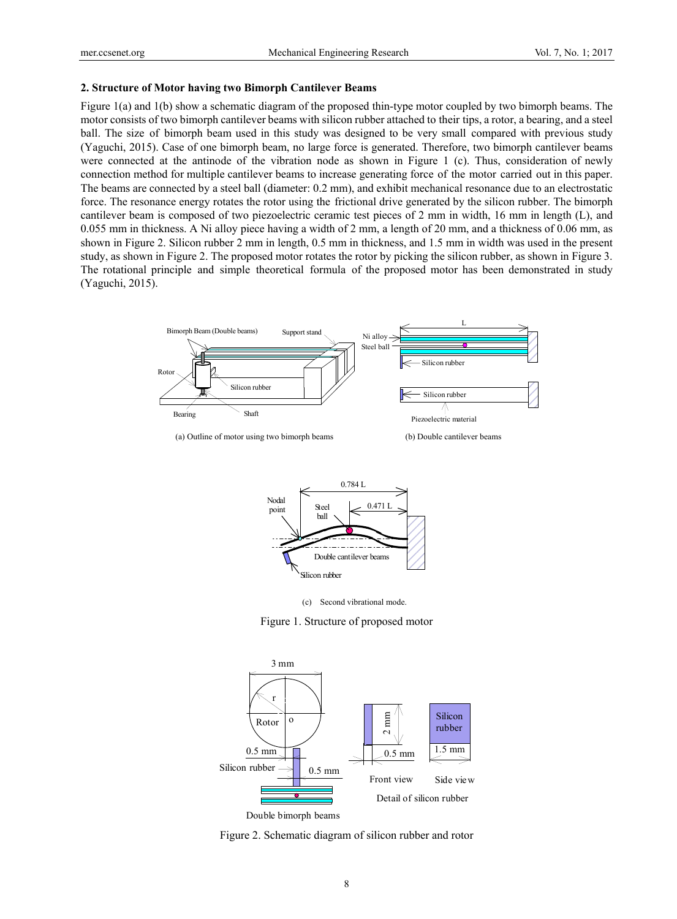## 2. Structure of Motor having two Bimorph Cantilever Beams

Figure 1(a) and 1(b) show a schematic diagram of the proposed thin-type motor coupled by two bimorph beams. The motor consists of two bimorph cantilever beams with silicon rubber attached to their tips, a rotor, a bearing, and a steel ball. The size of bimorph beam used in this study was designed to be very small compared with previous study (Yaguchi, 2015). Case of one bimorph beam, no large force is generated. Therefore, two bimorph cantilever beams were connected at the antinode of the vibration node as shown in Figure 1 (c). Thus, consideration of newly connection method for multiple cantilever beams to increase generating force of the motor carried out in this paper. The beams are connected by a steel ball (diameter: 0.2 mm), and exhibit mechanical resonance due to an electrostatic force. The resonance energy rotates the rotor using the frictional drive generated by the silicon rubber. The bimorph cantilever beam is composed of two piezoelectric ceramic test pieces of 2 mm in width, 16 mm in length (L), and 0.055 mm in thickness. A Ni alloy piece having a width of 2 mm, a length of 20 mm, and a thickness of 0.06 mm, as shown in Figure 2. Silicon rubber 2 mm in length, 0.5 mm in thickness, and 1.5 mm in width was used in the present study, as shown in Figure 2. The proposed motor rotates the rotor by picking the silicon rubber, as shown in Figure 3. The rotational principle and simple theoretical formula of the proposed motor has been demonstrated in study (Yaguchi, 2015).

(a) Outline of motor using two bimorph beams

(b) Double cantilever beams

(c) Second vibrational mode.

Figure 1. Structure of proposed motor

Figure 2. Schematic diagram of silicon rubber and rotor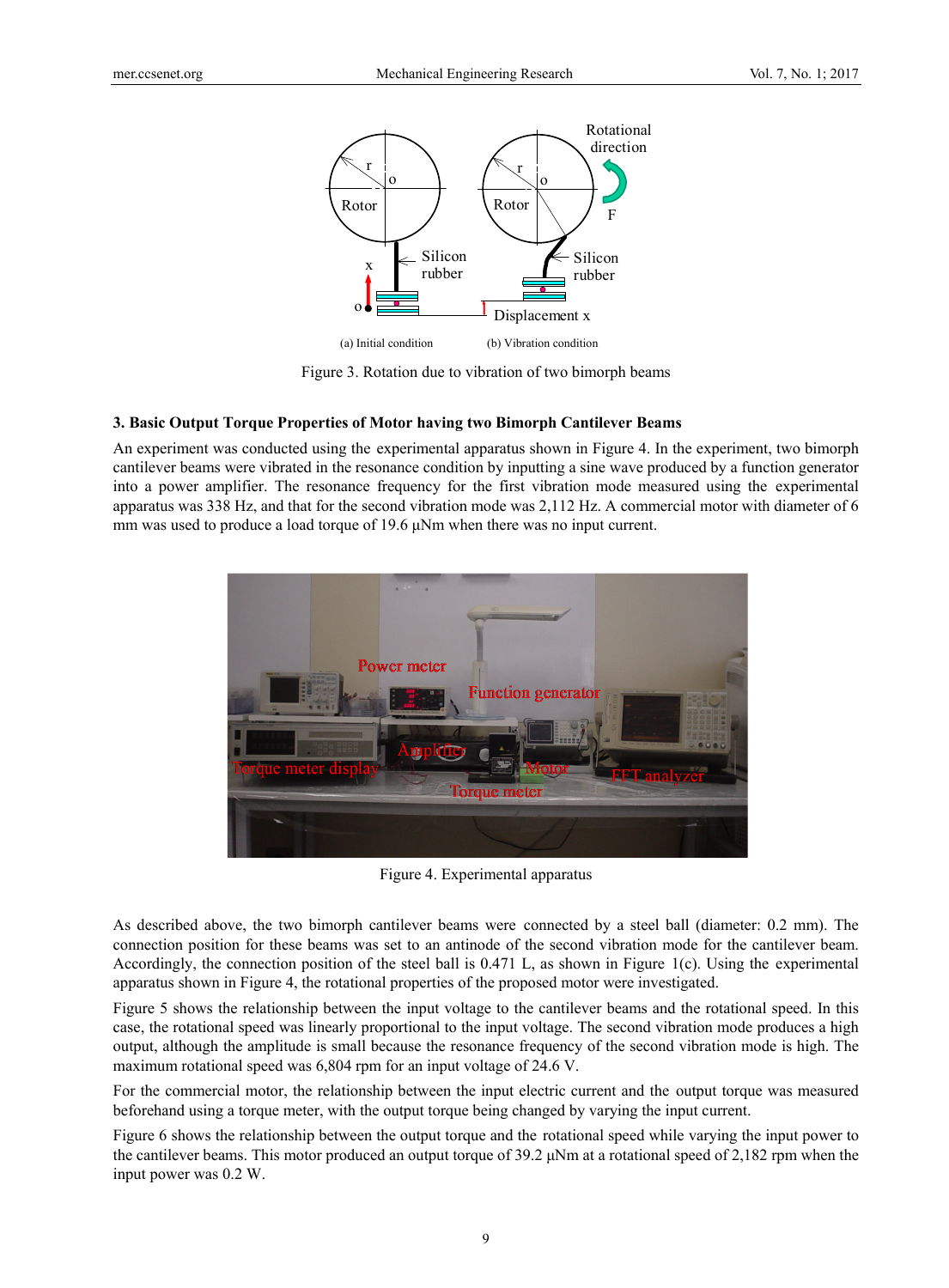Figure 3. Rotation due to vibration of two bimorph beams

### 3. Basic Output Torque Properties of Motor having two Bimorph Cantilever Beams

An experiment was conducted using the experimental apparatus shown in Figure 4. In the experiment, two bimorph cantilever beams were vibrated in the resonance condition by inputting a sine wave produced by a function generator into a power amplifier. The resonance frequency for the first vibration mode measured using the experimental apparatus was 338 Hz, and that for the second vibration mode was 2,112 Hz. A commercial motor with diameter of 6 mm was used to produce a load torque of 19.6 µNm when there was no input current.

Figure 4. Experimental apparatus

As described above, the two bimorph cantilever beams were connected by a steel ball (diameter: 0.2 mm). The connection position for these beams was set to an antinode of the second vibration mode for the cantilever beam. Accordingly, the connection position of the steel ball is 0.471 L, as shown in Figure 1(c). Using the experimental apparatus shown in Figure 4, the rotational properties of the proposed motor were investigated.

Figure 5 shows the relationship between the input voltage to the cantilever beams and the rotational speed. In this case, the rotational speed was linearly proportional to the input voltage. The second vibration mode produces a high output, although the amplitude is small because the resonance frequency of the second vibration mode is high. The maximum rotational speed was 6,804 rpm for an input voltage of 24.6 V.

For the commercial motor, the relationship between the input electric current and the output torque was measured beforehand using a torque meter, with the output torque being changed by varying the input current.

Figure 6 shows the relationship between the output torque and the rotational speed while varying the input power to the cantilever beams. This motor produced an output torque of 39.2 µNm at a rotational speed of 2,182 rpm when the input power was 0.2 W.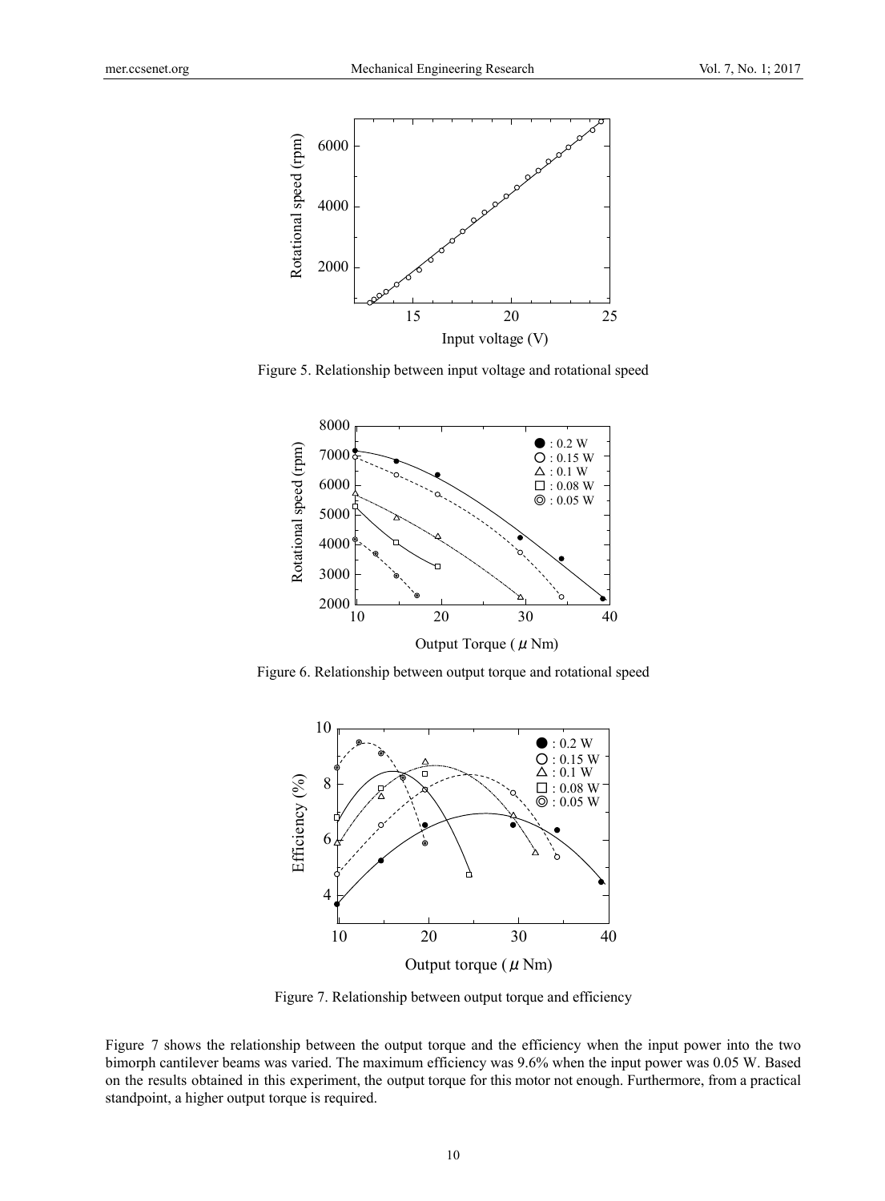Figure 5. Relationship between input voltage and rotational speed

Figure 6. Relationship between output torque and rotational speed

Figure 7. Relationship between output torque and efficiency

Figure 7 shows the relationship between the output torque and the efficiency when the input power into the two bimorph cantilever beams was varied. The maximum efficiency was 9.6% when the input power was 0.05 W. Based on the results obtained in this experiment, the output torque for this motor not enough. Furthermore, from a practical standpoint, a higher output torque is required.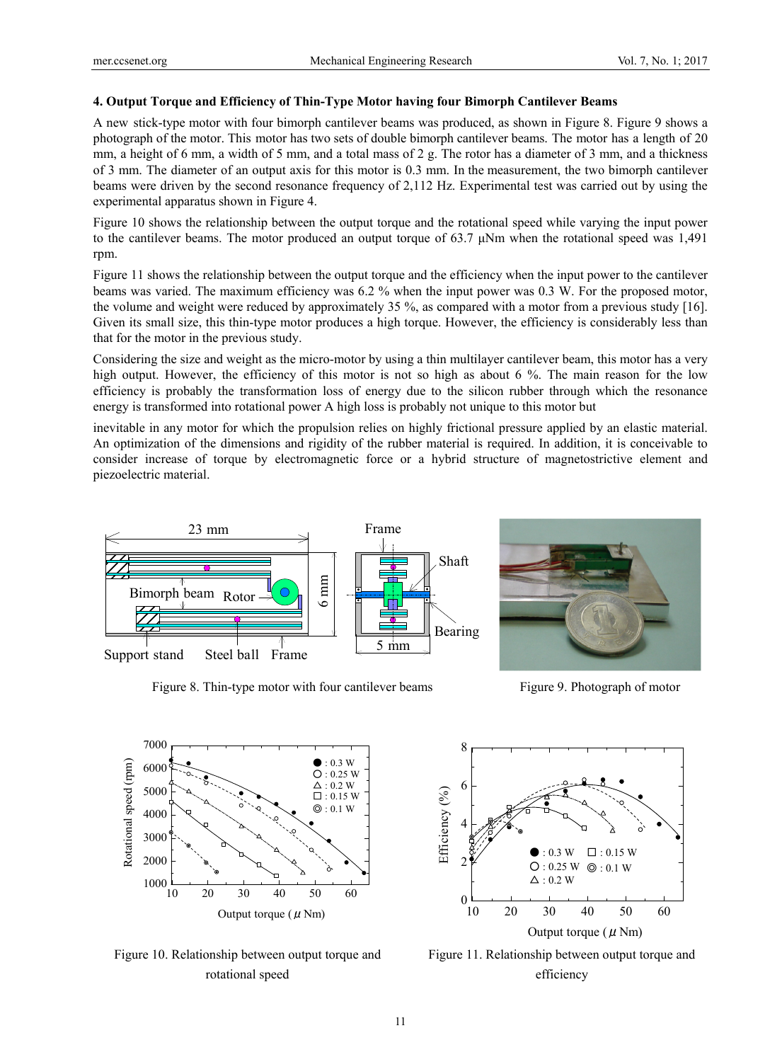### 4. Output Torque and Efficiency of Thin-Type Motor having four Bimorph Cantilever Beams

A new stick-type motor with four bimorph cantilever beams was produced, as shown in Figure 8. Figure 9 shows a photograph of the motor. This motor has two sets of double bimorph cantilever beams. The motor has a length of 20 mm, a height of 6 mm, a width of 5 mm, and a total mass of 2 g. The rotor has a diameter of 3 mm, and a thickness of 3 mm. The diameter of an output axis for this motor is 0.3 mm. In the measurement, the two bimorph cantilever beams were driven by the second resonance frequency of 2,112 Hz. Experimental test was carried out by using the experimental apparatus shown in Figure 4.

Figure 10 shows the relationship between the output torque and the rotational speed while varying the input power to the cantilever beams. The motor produced an output torque of 63.7 μNm when the rotational speed was 1,491 rpm.

Figure 11 shows the relationship between the output torque and the efficiency when the input power to the cantilever beams was varied. The maximum efficiency was 6.2 % when the input power was 0.3 W. For the proposed motor, the volume and weight were reduced by approximately 35 %, as compared with a motor from a previous study [16]. Given its small size, this thin-type motor produces a high torque. However, the efficiency is considerably less than that for the motor in the previous study.

Considering the size and weight as the micro-motor by using a thin multilayer cantilever beam, this motor has a very high output. However, the efficiency of this motor is not so high as about 6 %. The main reason for the low efficiency is probably the transformation loss of energy due to the silicon rubber through which the resonance energy is transformed into rotational power A high loss is probably not unique to this motor but inevitable in any motor for which the propulsion relies on highly frictional pressure applied by an elastic material. An optimization of the dimensions and rigidity of the rubber material is required. In addition, it is conceivable to consider increase of torque by electromagnetic force or a hybrid structure of magnetostrictive element and piezoelectric material.

Figure 8. Thin-type motor with four cantilever beams

Figure 9. Photograph of motor

Figure 10. Relationship between output torque and rotational speed

Figure 11. Relationship between output torque and efficiency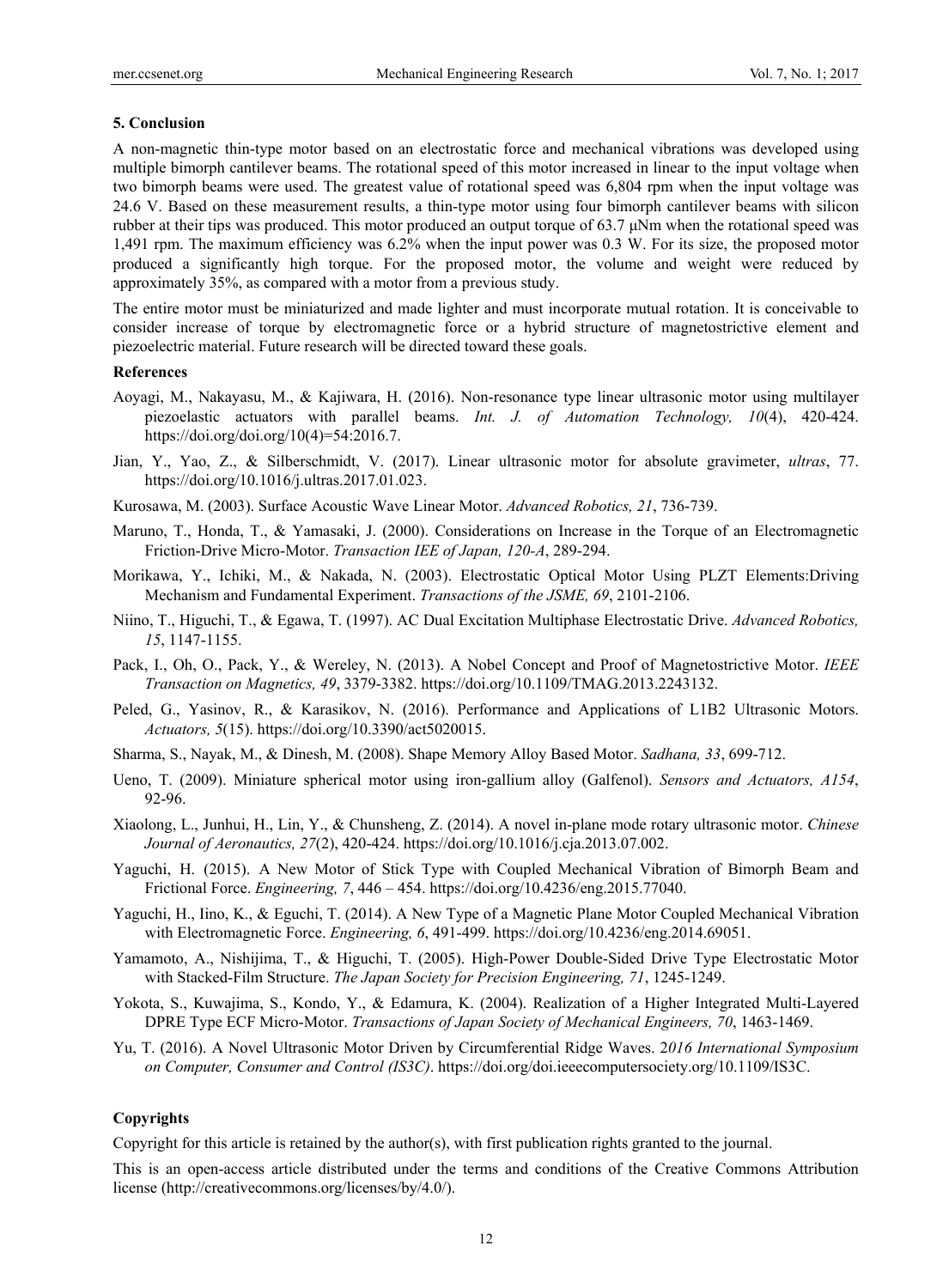## 5. Conclusion

A non-magnetic thin-type motor based on an electrostatic force and mechanical vibrations was developed using multiple bimorph cantilever beams. The rotational speed of this motor increased in linear to the input voltage when two bimorph beams were used. The greatest value of rotational speed was 6,804 rpm when the input voltage was 24.6 V. Based on these measurement results, a thin-type motor using four bimorph cantilever beams with silicon rubber at their tips was produced. This motor produced an output torque of 63.7 μNm when the rotational speed was 1,491 rpm. The maximum efficiency was 6.2% when the input power was 0.3 W. For its size, the proposed motor produced a significantly high torque. For the proposed motor, the volume and weight were reduced by approximately 35%, as compared with a motor from a previous study.

The entire motor must be miniaturized and made lighter and must incorporate mutual rotation. It is conceivable to consider increase of torque by electromagnetic force or a hybrid structure of magnetostrictive element and piezoelectric material. Future research will be directed toward these goals.

## References

Aoyagi, M., Nakayasu, M., & Kajiwara, H. (2016). Non-resonance type linear ultrasonic motor using multilayer piezoelastic actuators with parallel beams. *Int. J. of Automation Technology, 10*(4), 420-424. https://doi.org/doi.org/10(4)=54:2016.7.

Jian, Y., Yao, Z., & Silberschmidt, V. (2017). Linear ultrasonic motor for absolute gravimeter, *ultras*, 77. https://doi.org/10.1016/j.ultras.2017.01.023.

Kurosawa, M. (2003). Surface Acoustic Wave Linear Motor. *Advanced Robotics, 21*, 736-739.

Maruno, T., Honda, T., & Yamasaki, J. (2000). Considerations on Increase in the Torque of an Electromagnetic Friction-Drive Micro-Motor. *Transaction IEE of Japan, 120-A*, 289-294.

Morikawa, Y., Ichiki, M., & Nakada, N. (2003). Electrostatic Optical Motor Using PLZT Elements:Driving Mechanism and Fundamental Experiment. *Transactions of the JSME, 69*, 2101-2106.

Niino, T., Higuchi, T., & Egawa, T. (1997). AC Dual Excitation Multiphase Electrostatic Drive. *Advanced Robotics, 15*, 1147-1155.

Pack, I., Oh, O., Pack, Y., & Wereley, N. (2013). A Nobel Concept and Proof of Magnetostrictive Motor. *IEEE Transaction on Magnetics, 49*, 3379-3382. https://doi.org/10.1109/TMAG.2013.2243132.

Peled, G., Yasinov, R., & Karasikov, N. (2016). Performance and Applications of L1B2 Ultrasonic Motors. *Actuators, 5*(15). https://doi.org/10.3390/act5020015.

Sharma, S., Nayak, M., & Dinesh, M. (2008). Shape Memory Alloy Based Motor. *Sadhana, 33*, 699-712.

Ueno, T. (2009). Miniature spherical motor using iron-gallium alloy (Galfenol). *Sensors and Actuators, A154*, 92-96.

Xiaolong, L., Junhui, H., Lin, Y., & Chunsheng, Z. (2014). A novel in-plane mode rotary ultrasonic motor. *Chinese Journal of Aeronautics, 27*(2), 420-424. https://doi.org/10.1016/j.cja.2013.07.002.

Yaguchi, H. (2015). A New Motor of Stick Type with Coupled Mechanical Vibration of Bimorph Beam and Frictional Force. *Engineering, 7*, 446 – 454. https://doi.org/10.4236/eng.2015.77040.

Yaguchi, H., Iino, K., & Eguchi, T. (2014). A New Type of a Magnetic Plane Motor Coupled Mechanical Vibration with Electromagnetic Force. *Engineering, 6*, 491-499. https://doi.org/10.4236/eng.2014.69051.

Yamamoto, A., Nishijima, T., & Higuchi, T. (2005). High-Power Double-Sided Drive Type Electrostatic Motor with Stacked-Film Structure. *The Japan Society for Precision Engineering, 71*, 1245-1249.

Yokota, S., Kuwajima, S., Kondo, Y., & Edamura, K. (2004). Realization of a Higher Integrated Multi-Layered DPRE Type ECF Micro-Motor. *Transactions of Japan Society of Mechanical Engineers, 70*, 1463-1469.

Yu, T. (2016). A Novel Ultrasonic Motor Driven by Circumferential Ridge Waves. *2016 International Symposium on Computer, Consumer and Control (IS3C)*. https://doi.org/doi.ieeecomputersociety.org/10.1109/IS3C.

## Copyrights

Copyright for this article is retained by the author(s), with first publication rights granted to the journal.

This is an open-access article distributed under the terms and conditions of the Creative Commons Attribution license (http://creativecommons.org/licenses/by/4.0/).